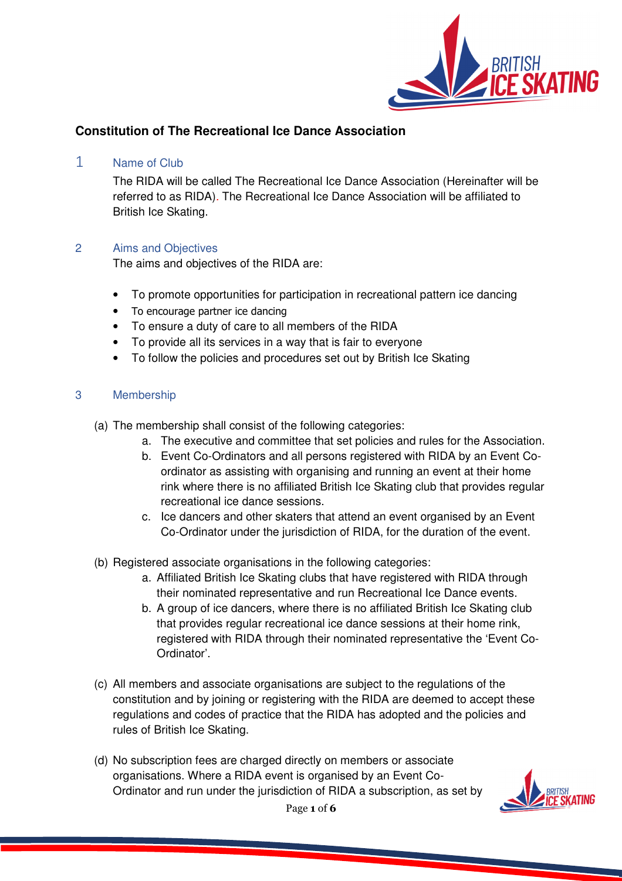# Constitution of The Recreational Ice Dance Association

## 1 Name of Club

The RIDA will be called The Recreational Ice Dance Association (Hereinafter will be referred to as RIDA). The Recreational Ice Dance Association will be affiliated to British Ice Skating.

## 2 Aims and Objectives

The aims and objectives of the RIDA are:

- To promote opportunities for participation in recreational pattern ice dancing
- To encourage partner ice dancing
- To ensure a duty of care to all members of the RIDA
- To provide all its services in a way that is fair to everyone
- To follow the policies and procedures set out by British Ice Skating

## 3 Membership

(a) The membership shall consist of the following categories:

a. The executive and committee that set policies and rules for the Association.
b. Event Co-Ordinators and all persons registered with RIDA by an Event Co-ordinator as assisting with organising and running an event at their home rink where there is no affiliated British Ice Skating club that provides regular recreational ice dance sessions.
c. Ice dancers and other skaters that attend an event organised by an Event Co-Ordinator under the jurisdiction of RIDA, for the duration of the event.

(b) Registered associate organisations in the following categories:

a. Affiliated British Ice Skating clubs that have registered with RIDA through their nominated representative and run Recreational Ice Dance events.
b. A group of ice dancers, where there is no affiliated British Ice Skating club that provides regular recreational ice dance sessions at their home rink, registered with RIDA through their nominated representative the 'Event Co-Ordinator'.

(c) All members and associate organisations are subject to the regulations of the constitution and by joining or registering with the RIDA are deemed to accept these regulations and codes of practice that the RIDA has adopted and the policies and rules of British Ice Skating.

(d) No subscription fees are charged directly on members or associate organisations. Where a RIDA event is organised by an Event Co-Ordinator and run under the jurisdiction of RIDA a subscription, as set by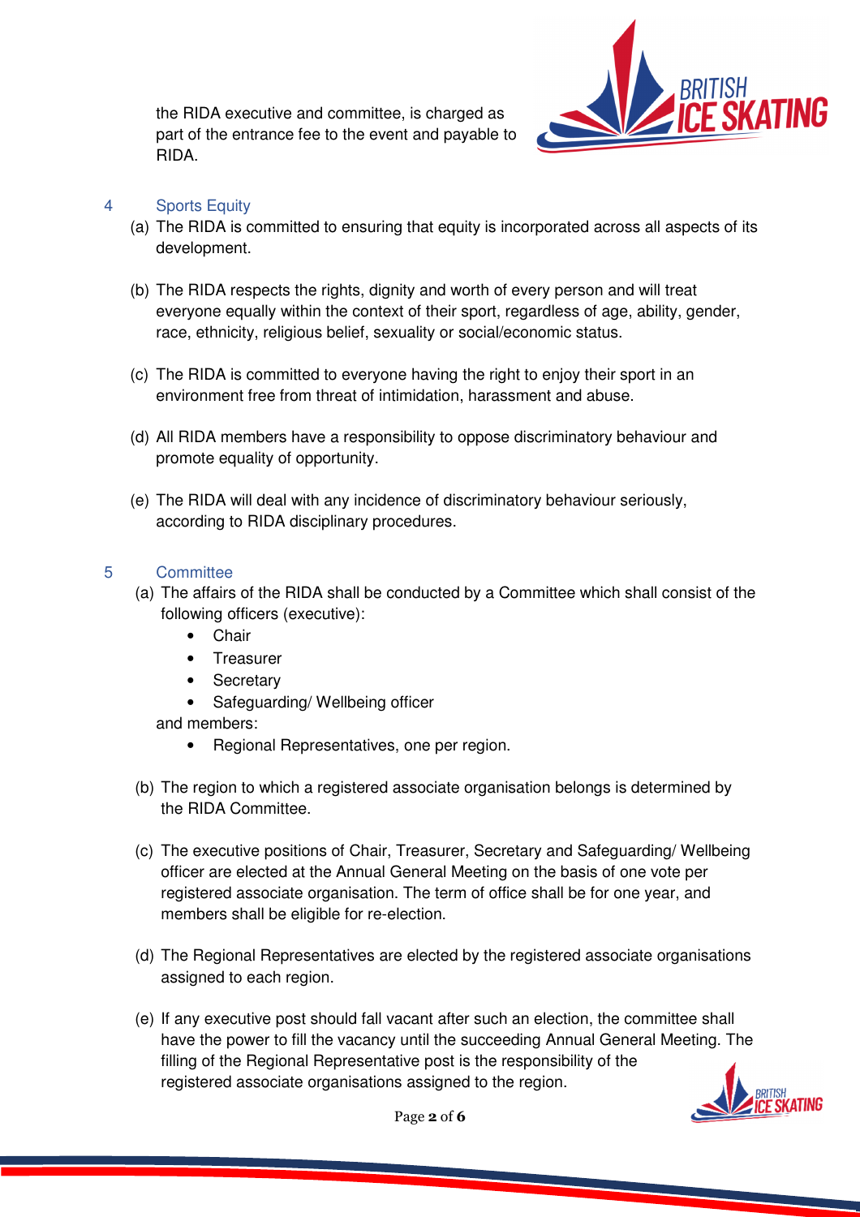the RIDA executive and committee, is charged as part of the entrance fee to the event and payable to RIDA.

## 4 Sports Equity

(a) The RIDA is committed to ensuring that equity is incorporated across all aspects of its development.

(b) The RIDA respects the rights, dignity and worth of every person and will treat everyone equally within the context of their sport, regardless of age, ability, gender, race, ethnicity, religious belief, sexuality or social/economic status.

(c) The RIDA is committed to everyone having the right to enjoy their sport in an environment free from threat of intimidation, harassment and abuse.

(d) All RIDA members have a responsibility to oppose discriminatory behaviour and promote equality of opportunity.

(e) The RIDA will deal with any incidence of discriminatory behaviour seriously, according to RIDA disciplinary procedures.

## 5 Committee

(a) The affairs of the RIDA shall be conducted by a Committee which shall consist of the following officers (executive):

- Chair
- Treasurer
- Secretary
- Safeguarding/ Wellbeing officer

and members:

- Regional Representatives, one per region.

(b) The region to which a registered associate organisation belongs is determined by the RIDA Committee.

(c) The executive positions of Chair, Treasurer, Secretary and Safeguarding/ Wellbeing officer are elected at the Annual General Meeting on the basis of one vote per registered associate organisation. The term of office shall be for one year, and members shall be eligible for re-election.

(d) The Regional Representatives are elected by the registered associate organisations assigned to each region.

(e) If any executive post should fall vacant after such an election, the committee shall have the power to fill the vacancy until the succeeding Annual General Meeting. The filling of the Regional Representative post is the responsibility of the registered associate organisations assigned to the region.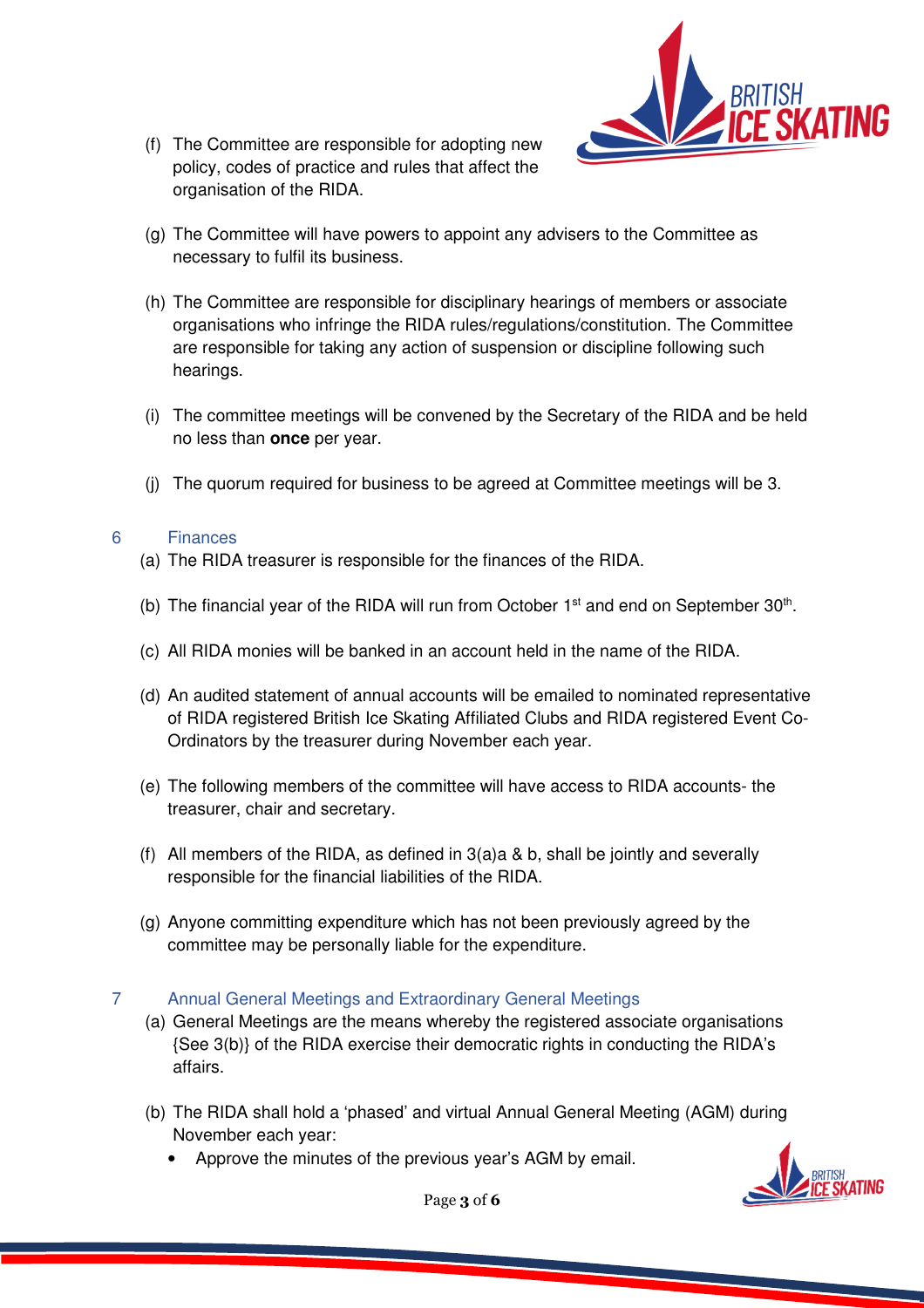(f) The Committee are responsible for adopting new policy, codes of practice and rules that affect the organisation of the RIDA.

(g) The Committee will have powers to appoint any advisers to the Committee as necessary to fulfil its business.

(h) The Committee are responsible for disciplinary hearings of members or associate organisations who infringe the RIDA rules/regulations/constitution. The Committee are responsible for taking any action of suspension or discipline following such hearings.

(i) The committee meetings will be convened by the Secretary of the RIDA and be held no less than **once** per year.

(j) The quorum required for business to be agreed at Committee meetings will be 3.

## 6 Finances

(a) The RIDA treasurer is responsible for the finances of the RIDA.

(b) The financial year of the RIDA will run from October 1st and end on September 30th.

(c) All RIDA monies will be banked in an account held in the name of the RIDA.

(d) An audited statement of annual accounts will be emailed to nominated representative of RIDA registered British Ice Skating Affiliated Clubs and RIDA registered Event Co-Ordinators by the treasurer during November each year.

(e) The following members of the committee will have access to RIDA accounts- the treasurer, chair and secretary.

(f) All members of the RIDA, as defined in 3(a)a & b, shall be jointly and severally responsible for the financial liabilities of the RIDA.

(g) Anyone committing expenditure which has not been previously agreed by the committee may be personally liable for the expenditure.

## 7 Annual General Meetings and Extraordinary General Meetings

(a) General Meetings are the means whereby the registered associate organisations {See 3(b)} of the RIDA exercise their democratic rights in conducting the RIDA's affairs.

(b) The RIDA shall hold a 'phased' and virtual Annual General Meeting (AGM) during November each year:

- Approve the minutes of the previous year's AGM by email.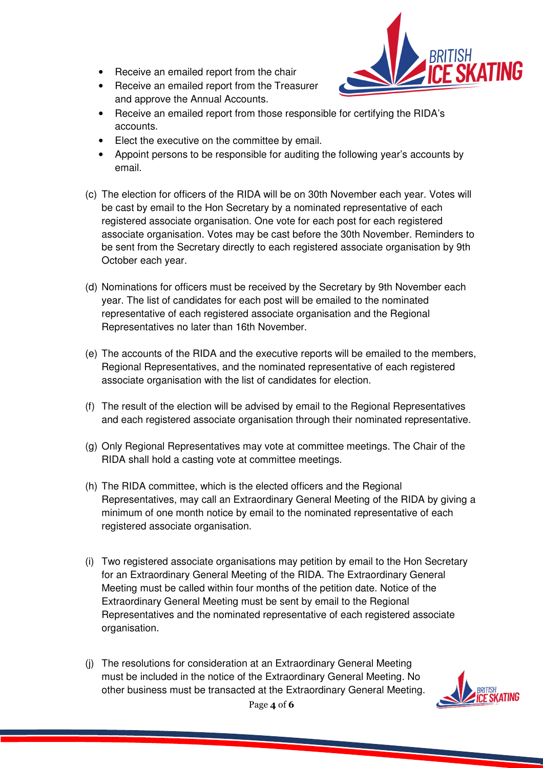- Receive an emailed report from the chair
- Receive an emailed report from the Treasurer and approve the Annual Accounts.
- Receive an emailed report from those responsible for certifying the RIDA's accounts.
- Elect the executive on the committee by email.
- Appoint persons to be responsible for auditing the following year's accounts by email.

(c) The election for officers of the RIDA will be on 30th November each year. Votes will be cast by email to the Hon Secretary by a nominated representative of each registered associate organisation. One vote for each post for each registered associate organisation. Votes may be cast before the 30th November. Reminders to be sent from the Secretary directly to each registered associate organisation by 9th October each year.

(d) Nominations for officers must be received by the Secretary by 9th November each year. The list of candidates for each post will be emailed to the nominated representative of each registered associate organisation and the Regional Representatives no later than 16th November.

(e) The accounts of the RIDA and the executive reports will be emailed to the members, Regional Representatives, and the nominated representative of each registered associate organisation with the list of candidates for election.

(f) The result of the election will be advised by email to the Regional Representatives and each registered associate organisation through their nominated representative.

(g) Only Regional Representatives may vote at committee meetings. The Chair of the RIDA shall hold a casting vote at committee meetings.

(h) The RIDA committee, which is the elected officers and the Regional Representatives, may call an Extraordinary General Meeting of the RIDA by giving a minimum of one month notice by email to the nominated representative of each registered associate organisation.

(i) Two registered associate organisations may petition by email to the Hon Secretary for an Extraordinary General Meeting of the RIDA. The Extraordinary General Meeting must be called within four months of the petition date. Notice of the Extraordinary General Meeting must be sent by email to the Regional Representatives and the nominated representative of each registered associate organisation.

(j) The resolutions for consideration at an Extraordinary General Meeting must be included in the notice of the Extraordinary General Meeting. No other business must be transacted at the Extraordinary General Meeting.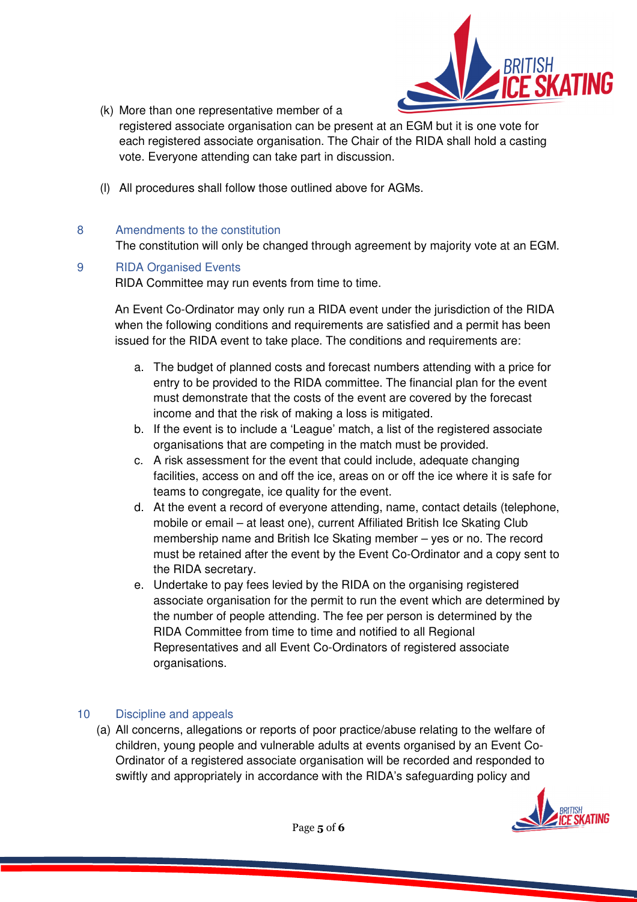(k) More than one representative member of a registered associate organisation can be present at an EGM but it is one vote for each registered associate organisation. The Chair of the RIDA shall hold a casting vote. Everyone attending can take part in discussion.

(l) All procedures shall follow those outlined above for AGMs.

## 8 Amendments to the constitution

The constitution will only be changed through agreement by majority vote at an EGM.

## 9 RIDA Organised Events

RIDA Committee may run events from time to time.

An Event Co-Ordinator may only run a RIDA event under the jurisdiction of the RIDA when the following conditions and requirements are satisfied and a permit has been issued for the RIDA event to take place. The conditions and requirements are:

a. The budget of planned costs and forecast numbers attending with a price for entry to be provided to the RIDA committee. The financial plan for the event must demonstrate that the costs of the event are covered by the forecast income and that the risk of making a loss is mitigated.
b. If the event is to include a 'League' match, a list of the registered associate organisations that are competing in the match must be provided.
c. A risk assessment for the event that could include, adequate changing facilities, access on and off the ice, areas on or off the ice where it is safe for teams to congregate, ice quality for the event.
d. At the event a record of everyone attending, name, contact details (telephone, mobile or email – at least one), current Affiliated British Ice Skating Club membership name and British Ice Skating member – yes or no. The record must be retained after the event by the Event Co-Ordinator and a copy sent to the RIDA secretary.
e. Undertake to pay fees levied by the RIDA on the organising registered associate organisation for the permit to run the event which are determined by the number of people attending. The fee per person is determined by the RIDA Committee from time to time and notified to all Regional Representatives and all Event Co-Ordinators of registered associate organisations.

## 10 Discipline and appeals

(a) All concerns, allegations or reports of poor practice/abuse relating to the welfare of children, young people and vulnerable adults at events organised by an Event Co-Ordinator of a registered associate organisation will be recorded and responded to swiftly and appropriately in accordance with the RIDA's safeguarding policy and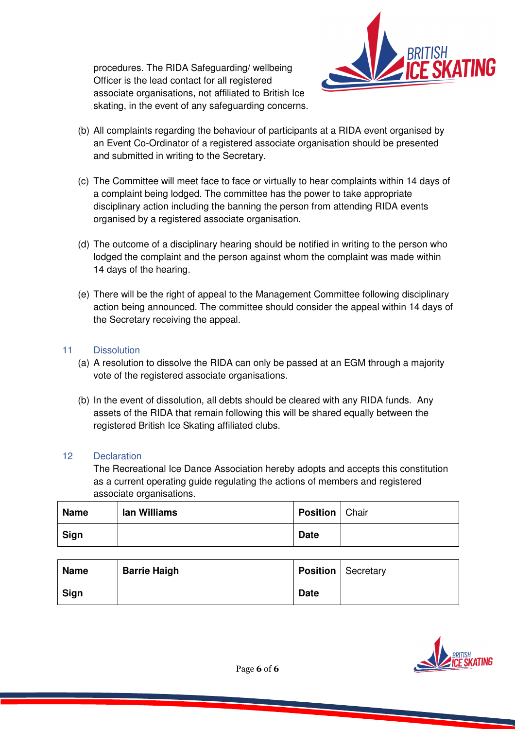procedures. The RIDA Safeguarding/ wellbeing Officer is the lead contact for all registered associate organisations, not affiliated to British Ice skating, in the event of any safeguarding concerns.

(b) All complaints regarding the behaviour of participants at a RIDA event organised by an Event Co-Ordinator of a registered associate organisation should be presented and submitted in writing to the Secretary.

(c) The Committee will meet face to face or virtually to hear complaints within 14 days of a complaint being lodged. The committee has the power to take appropriate disciplinary action including the banning the person from attending RIDA events organised by a registered associate organisation.

(d) The outcome of a disciplinary hearing should be notified in writing to the person who lodged the complaint and the person against whom the complaint was made within 14 days of the hearing.

(e) There will be the right of appeal to the Management Committee following disciplinary action being announced. The committee should consider the appeal within 14 days of the Secretary receiving the appeal.

## 11 Dissolution

(a) A resolution to dissolve the RIDA can only be passed at an EGM through a majority vote of the registered associate organisations.

(b) In the event of dissolution, all debts should be cleared with any RIDA funds. Any assets of the RIDA that remain following this will be shared equally between the registered British Ice Skating affiliated clubs.

## 12 Declaration

The Recreational Ice Dance Association hereby adopts and accepts this constitution as a current operating guide regulating the actions of members and registered associate organisations.

| **Name** | **Ian Williams** | **Position** | Chair |
| --- | --- | --- | --- |
| **Sign** | | **Date** | |

| **Name** | **Barrie Haigh** | **Position** | Secretary |
| --- | --- | --- | --- |
| **Sign** | | **Date** | |